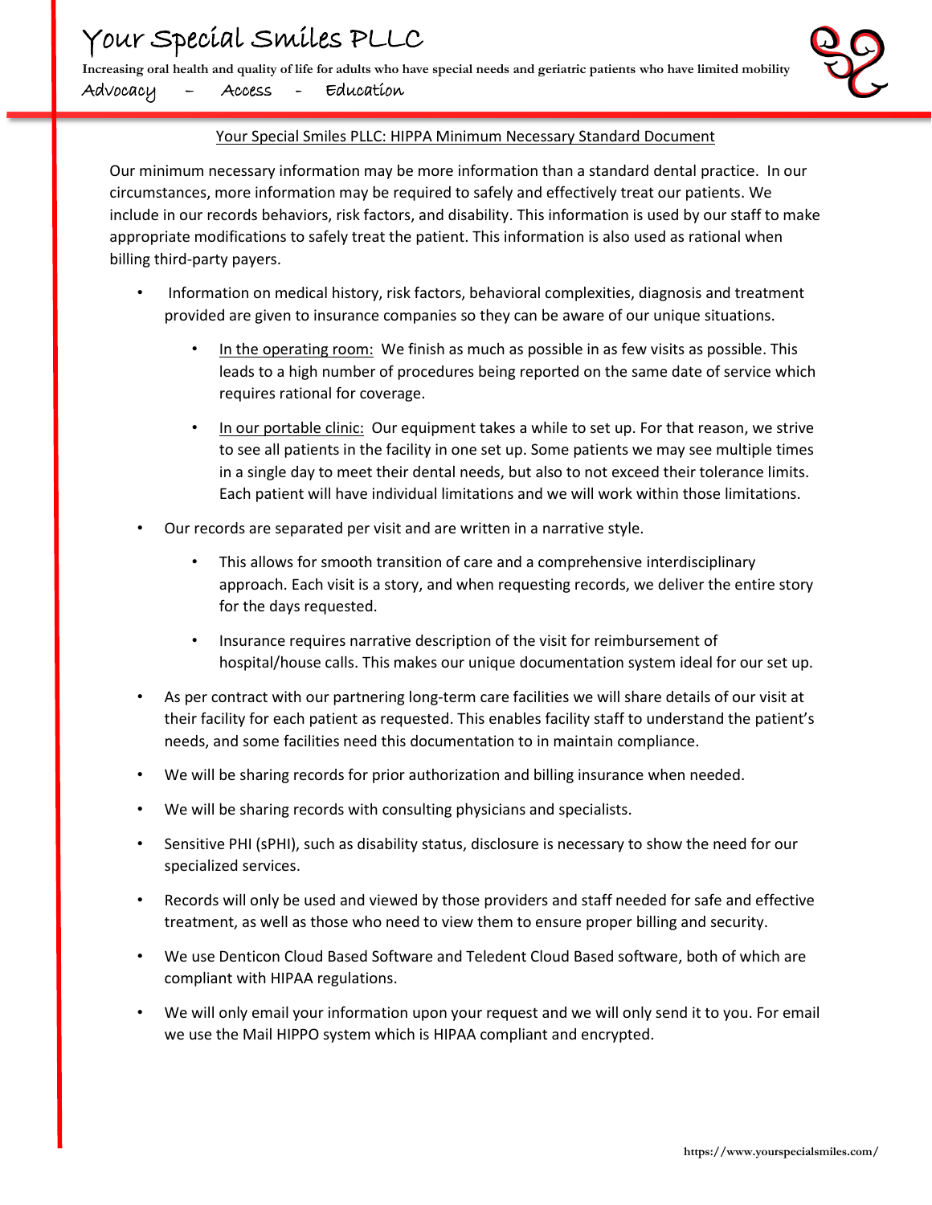# Your Special Smiles PLLC

**Increasing oral health and quality of life for adults who have special needs and geriatric patients who have limited mobility**

Advocacy – Access - Education

## Your Special Smiles PLLC: HIPPA Minimum Necessary Standard Document

Our minimum necessary information may be more information than a standard dental practice. In our circumstances, more information may be required to safely and effectively treat our patients. We include in our records behaviors, risk factors, and disability. This information is used by our staff to make appropriate modifications to safely treat the patient. This information is also used as rational when billing third-party payers.

- Information on medical history, risk factors, behavioral complexities, diagnosis and treatment provided are given to insurance companies so they can be aware of our unique situations.
    - In the operating room: We finish as much as possible in as few visits as possible. This leads to a high number of procedures being reported on the same date of service which requires rational for coverage.
    - In our portable clinic: Our equipment takes a while to set up. For that reason, we strive to see all patients in the facility in one set up. Some patients we may see multiple times in a single day to meet their dental needs, but also to not exceed their tolerance limits. Each patient will have individual limitations and we will work within those limitations.
- Our records are separated per visit and are written in a narrative style.
    - This allows for smooth transition of care and a comprehensive interdisciplinary approach. Each visit is a story, and when requesting records, we deliver the entire story for the days requested.
    - Insurance requires narrative description of the visit for reimbursement of hospital/house calls. This makes our unique documentation system ideal for our set up.
- As per contract with our partnering long-term care facilities we will share details of our visit at their facility for each patient as requested. This enables facility staff to understand the patient's needs, and some facilities need this documentation to in maintain compliance.
- We will be sharing records for prior authorization and billing insurance when needed.
- We will be sharing records with consulting physicians and specialists.
- Sensitive PHI (sPHI), such as disability status, disclosure is necessary to show the need for our specialized services.
- Records will only be used and viewed by those providers and staff needed for safe and effective treatment, as well as those who need to view them to ensure proper billing and security.
- We use Denticon Cloud Based Software and Teledent Cloud Based software, both of which are compliant with HIPAA regulations.
- We will only email your information upon your request and we will only send it to you. For email we use the Mail HIPPO system which is HIPAA compliant and encrypted.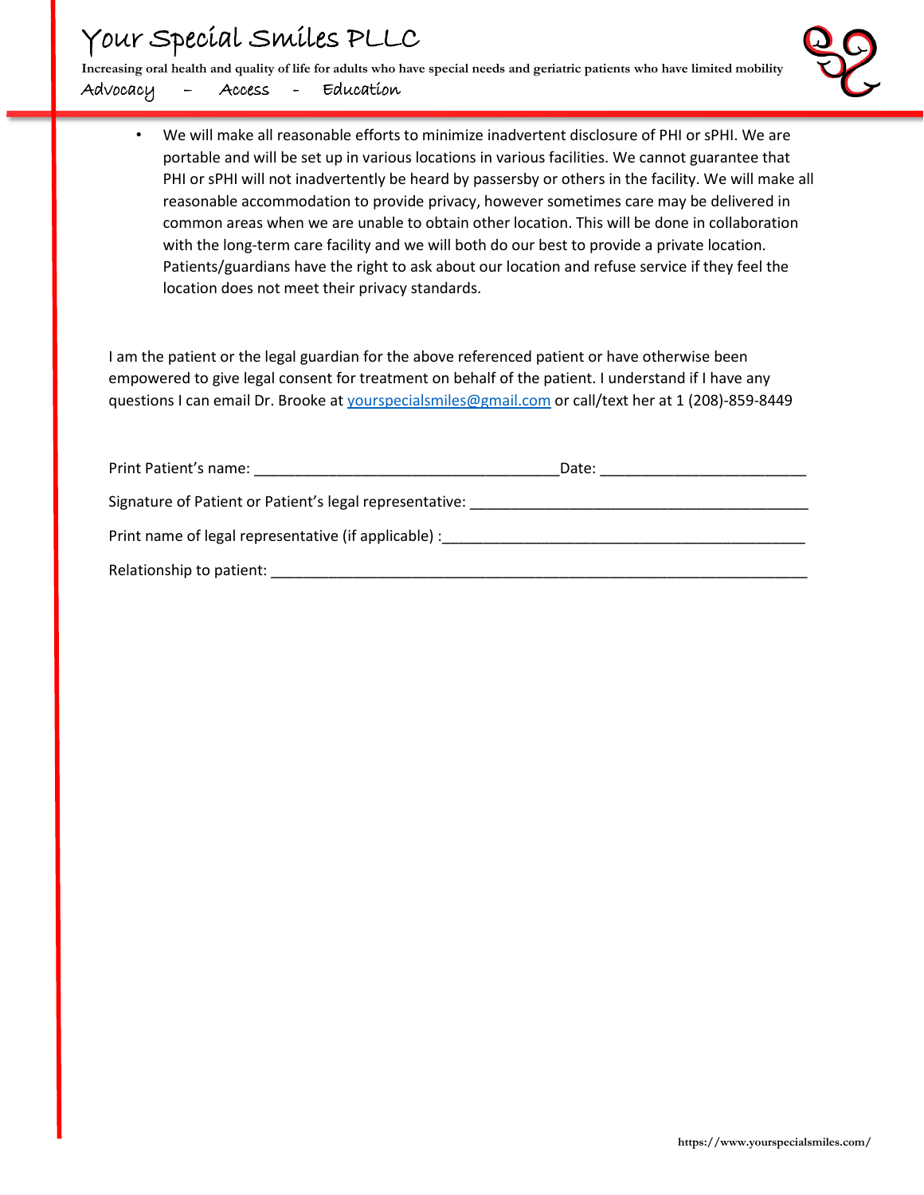- We will make all reasonable efforts to minimize inadvertent disclosure of PHI or sPHI. We are portable and will be set up in various locations in various facilities. We cannot guarantee that PHI or sPHI will not inadvertently be heard by passersby or others in the facility. We will make all reasonable accommodation to provide privacy, however sometimes care may be delivered in common areas when we are unable to obtain other location. This will be done in collaboration with the long-term care facility and we will both do our best to provide a private location. Patients/guardians have the right to ask about our location and refuse service if they feel the location does not meet their privacy standards.

I am the patient or the legal guardian for the above referenced patient or have otherwise been empowered to give legal consent for treatment on behalf of the patient. I understand if I have any questions I can email Dr. Brooke at yourspecialsmiles@gmail.com or call/text her at 1 (208)-859-8449

Print Patient's name: ____________________________________Date: ________________________

Signature of Patient or Patient's legal representative: ________________________________________

Print name of legal representative (if applicable) :___________________________________________

Relationship to patient: ________________________________________________________________